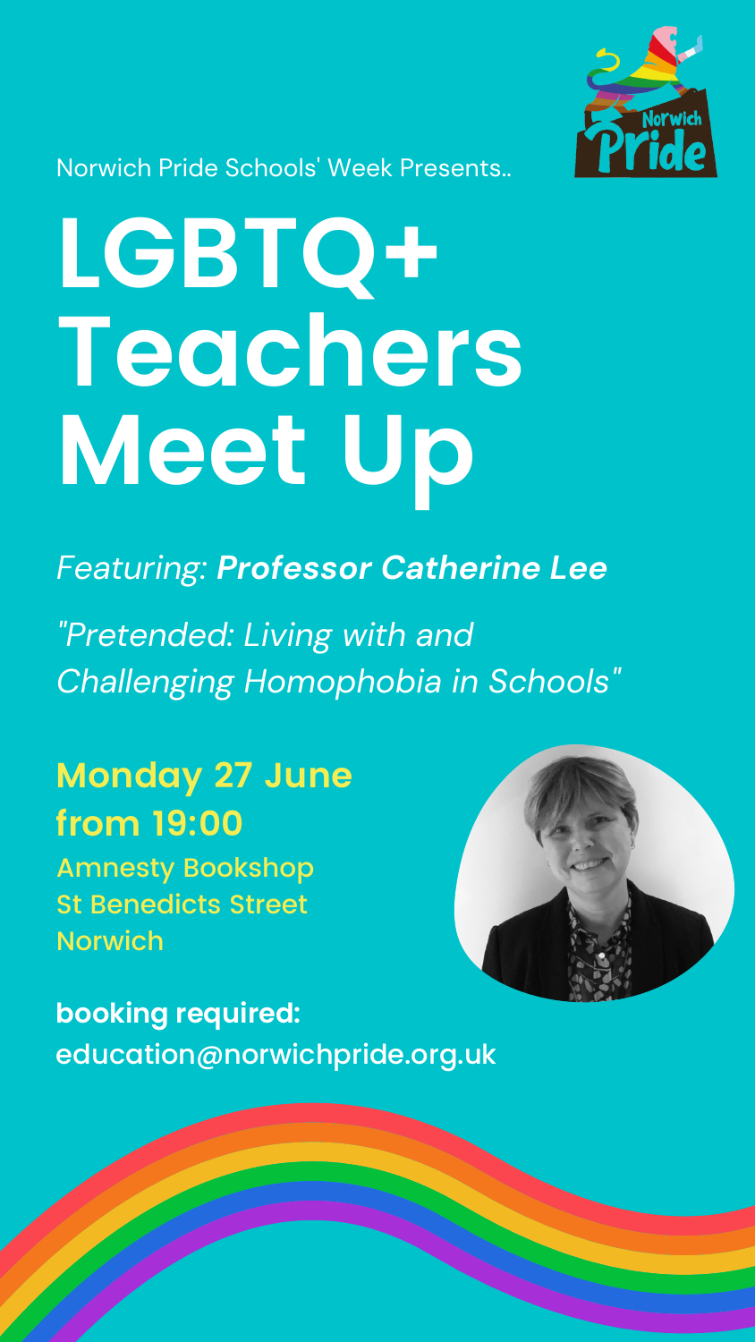Norwich Pride Schools' Week Presents..

# LGBTQ+ Teachers Meet Up

*Featuring:* ***Professor Catherine Lee***

*"Pretended: Living with and Challenging Homophobia in Schools"*

**Monday 27 June from 19:00**

Amnesty Bookshop
St Benedicts Street
Norwich

**booking required:**
education@norwichpride.org.uk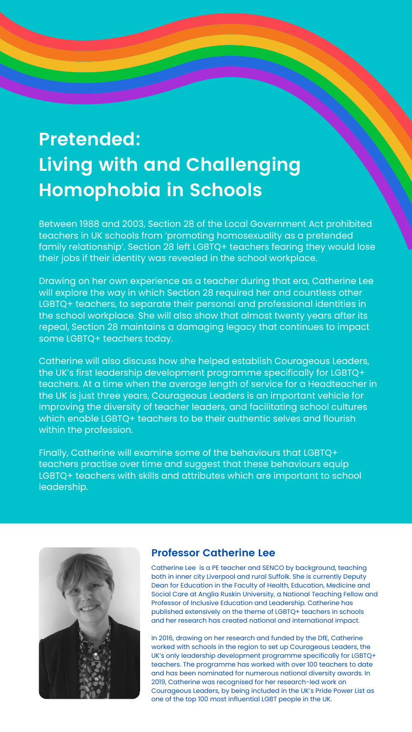# Pretended: Living with and Challenging Homophobia in Schools

Between 1988 and 2003, Section 28 of the Local Government Act prohibited teachers in UK schools from 'promoting homosexuality as a pretended family relationship'. Section 28 left LGBTQ+ teachers fearing they would lose their jobs if their identity was revealed in the school workplace.

Drawing on her own experience as a teacher during that era, Catherine Lee will explore the way in which Section 28 required her and countless other LGBTQ+ teachers, to separate their personal and professional identities in the school workplace. She will also show that almost twenty years after its repeal, Section 28 maintains a damaging legacy that continues to impact some LGBTQ+ teachers today.

Catherine will also discuss how she helped establish Courageous Leaders, the UK's first leadership development programme specifically for LGBTQ+ teachers. At a time when the average length of service for a Headteacher in the UK is just three years, Courageous Leaders is an important vehicle for improving the diversity of teacher leaders, and facilitating school cultures which enable LGBTQ+ teachers to be their authentic selves and flourish within the profession.

Finally, Catherine will examine some of the behaviours that LGBTQ+ teachers practise over time and suggest that these behaviours equip LGBTQ+ teachers with skills and attributes which are important to school leadership.

## Professor Catherine Lee

Catherine Lee is a PE teacher and SENCO by background, teaching both in inner city Liverpool and rural Suffolk. She is currently Deputy Dean for Education in the Faculty of Health, Education, Medicine and Social Care at Anglia Ruskin University, a National Teaching Fellow and Professor of Inclusive Education and Leadership. Catherine has published extensively on the theme of LGBTQ+ teachers in schools and her research has created national and international impact.

In 2016, drawing on her research and funded by the DfE, Catherine worked with schools in the region to set up Courageous Leaders, the UK's only leadership development programme specifically for LGBTQ+ teachers. The programme has worked with over 100 teachers to date and has been nominated for numerous national diversity awards. In 2019, Catherine was recognised for her research-led work on Courageous Leaders, by being included in the UK's Pride Power List as one of the top 100 most influential LGBT people in the UK.